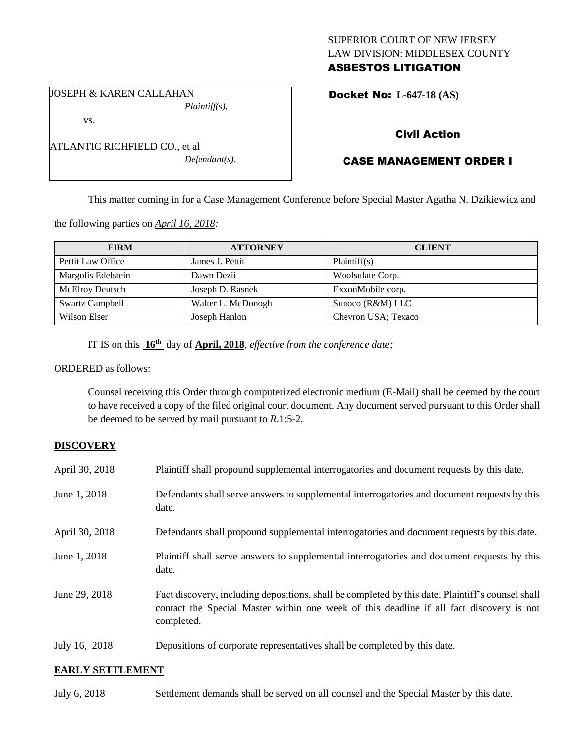SUPERIOR COURT OF NEW JERSEY
LAW DIVISION: MIDDLESEX COUNTY
**ASBESTOS LITIGATION**

JOSEPH & KAREN CALLAHAN
*Plaintiff(s),*

vs.

ATLANTIC RICHFIELD CO., et al
*Defendant(s).*

**Docket No: L-647-18 (AS)**

**Civil Action**

**CASE MANAGEMENT ORDER I**

This matter coming in for a Case Management Conference before Special Master Agatha N. Dzikiewicz and the following parties on *April 16, 2018:*

| FIRM | ATTORNEY | CLIENT |
|---|---|---|
| Pettit Law Office | James J. Pettit | Plaintiff(s) |
| Margolis Edelstein | Dawn Dezii | Woolsulate Corp. |
| McElroy Deutsch | Joseph D. Rasnek | ExxonMobile corp. |
| Swartz Campbell | Walter L. McDonogh | Sunoco (R&M) LLC |
| Wilson Elser | Joseph Hanlon | Chevron USA; Texaco |

IT IS on this **16th** day of **April, 2018**, *effective from the conference date;*

ORDERED as follows:

Counsel receiving this Order through computerized electronic medium (E-Mail) shall be deemed by the court to have received a copy of the filed original court document. Any document served pursuant to this Order shall be deemed to be served by mail pursuant to *R*.1:5-2.

**DISCOVERY**

April 30, 2018 — Plaintiff shall propound supplemental interrogatories and document requests by this date.

June 1, 2018 — Defendants shall serve answers to supplemental interrogatories and document requests by this date.

April 30, 2018 — Defendants shall propound supplemental interrogatories and document requests by this date.

June 1, 2018 — Plaintiff shall serve answers to supplemental interrogatories and document requests by this date.

June 29, 2018 — Fact discovery, including depositions, shall be completed by this date. Plaintiff's counsel shall contact the Special Master within one week of this deadline if all fact discovery is not completed.

July 16, 2018 — Depositions of corporate representatives shall be completed by this date.

**EARLY SETTLEMENT**

July 6, 2018 — Settlement demands shall be served on all counsel and the Special Master by this date.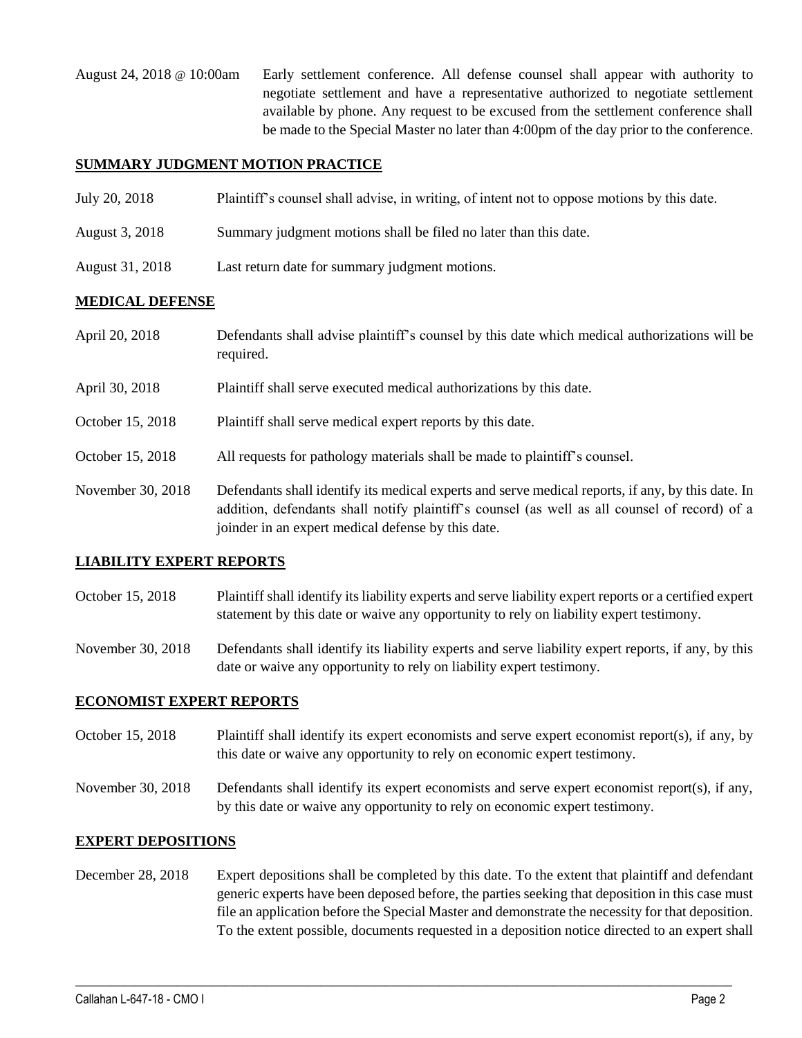August 24, 2018 @ 10:00am Early settlement conference. All defense counsel shall appear with authority to negotiate settlement and have a representative authorized to negotiate settlement available by phone. Any request to be excused from the settlement conference shall be made to the Special Master no later than 4:00pm of the day prior to the conference.

## SUMMARY JUDGMENT MOTION PRACTICE

| | |
|---|---|
| July 20, 2018 | Plaintiff's counsel shall advise, in writing, of intent not to oppose motions by this date. |
| August 3, 2018 | Summary judgment motions shall be filed no later than this date. |
| August 31, 2018 | Last return date for summary judgment motions. |

## MEDICAL DEFENSE

| | |
|---|---|
| April 20, 2018 | Defendants shall advise plaintiff's counsel by this date which medical authorizations will be required. |
| April 30, 2018 | Plaintiff shall serve executed medical authorizations by this date. |
| October 15, 2018 | Plaintiff shall serve medical expert reports by this date. |
| October 15, 2018 | All requests for pathology materials shall be made to plaintiff's counsel. |
| November 30, 2018 | Defendants shall identify its medical experts and serve medical reports, if any, by this date. In addition, defendants shall notify plaintiff's counsel (as well as all counsel of record) of a joinder in an expert medical defense by this date. |

## LIABILITY EXPERT REPORTS

| | |
|---|---|
| October 15, 2018 | Plaintiff shall identify its liability experts and serve liability expert reports or a certified expert statement by this date or waive any opportunity to rely on liability expert testimony. |
| November 30, 2018 | Defendants shall identify its liability experts and serve liability expert reports, if any, by this date or waive any opportunity to rely on liability expert testimony. |

## ECONOMIST EXPERT REPORTS

| | |
|---|---|
| October 15, 2018 | Plaintiff shall identify its expert economists and serve expert economist report(s), if any, by this date or waive any opportunity to rely on economic expert testimony. |
| November 30, 2018 | Defendants shall identify its expert economists and serve expert economist report(s), if any, by this date or waive any opportunity to rely on economic expert testimony. |

## EXPERT DEPOSITIONS

December 28, 2018 Expert depositions shall be completed by this date. To the extent that plaintiff and defendant generic experts have been deposed before, the parties seeking that deposition in this case must file an application before the Special Master and demonstrate the necessity for that deposition. To the extent possible, documents requested in a deposition notice directed to an expert shall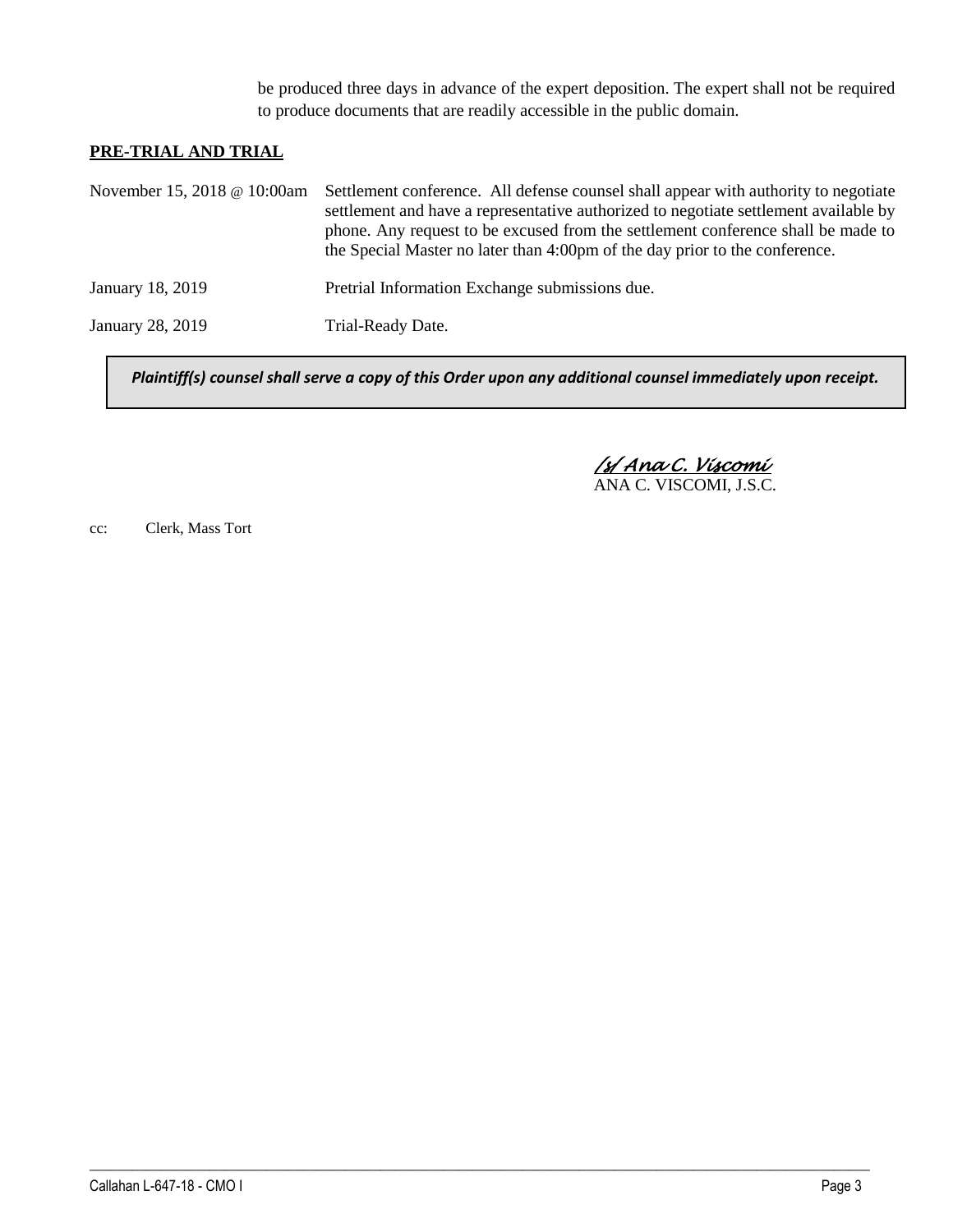be produced three days in advance of the expert deposition. The expert shall not be required to produce documents that are readily accessible in the public domain.

**PRE-TRIAL AND TRIAL**

| | |
|---|---|
| November 15, 2018 @ 10:00am | Settlement conference. All defense counsel shall appear with authority to negotiate settlement and have a representative authorized to negotiate settlement available by phone. Any request to be excused from the settlement conference shall be made to the Special Master no later than 4:00pm of the day prior to the conference. |
| January 18, 2019 | Pretrial Information Exchange submissions due. |
| January 28, 2019 | Trial-Ready Date. |

***Plaintiff(s) counsel shall serve a copy of this Order upon any additional counsel immediately upon receipt.***

/s/ Ana C. Viscomi
ANA C. VISCOMI, J.S.C.

cc: Clerk, Mass Tort